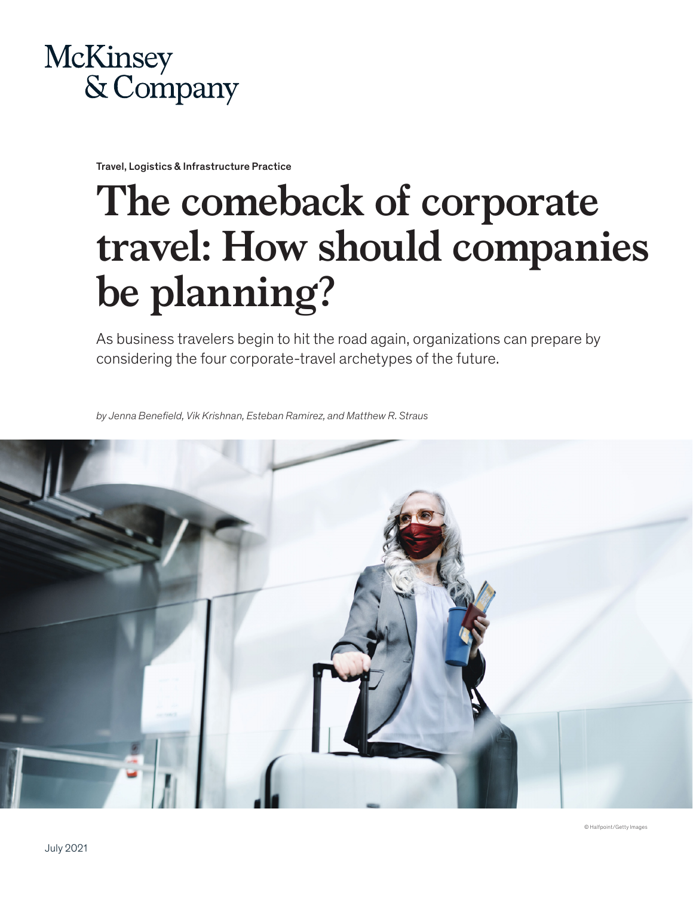McKinsey & Company

Travel, Logistics & Infrastructure Practice

# The comeback of corporate travel: How should companies be planning?

As business travelers begin to hit the road again, organizations can prepare by considering the four corporate-travel archetypes of the future.

*by Jenna Benefield, Vik Krishnan, Esteban Ramirez, and Matthew R. Straus*

© Halfpoint/Getty Images

July 2021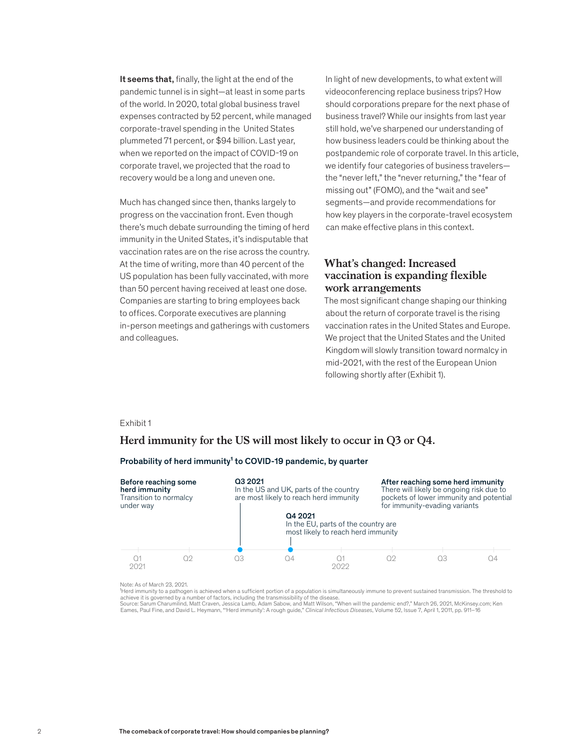**It seems that,** finally, the light at the end of the pandemic tunnel is in sight—at least in some parts of the world. In 2020, total global business travel expenses contracted by 52 percent, while managed corporate-travel spending in the United States plummeted 71 percent, or $94 billion. Last year, when we reported on the impact of COVID-19 on corporate travel, we projected that the road to recovery would be a long and uneven one.

Much has changed since then, thanks largely to progress on the vaccination front. Even though there's much debate surrounding the timing of herd immunity in the United States, it's indisputable that vaccination rates are on the rise across the country. At the time of writing, more than 40 percent of the US population has been fully vaccinated, with more than 50 percent having received at least one dose. Companies are starting to bring employees back to offices. Corporate executives are planning in-person meetings and gatherings with customers and colleagues.

In light of new developments, to what extent will videoconferencing replace business trips? How should corporations prepare for the next phase of business travel? While our insights from last year still hold, we've sharpened our understanding of how business leaders could be thinking about the postpandemic role of corporate travel. In this article, we identify four categories of business travelers—the "never left," the "never returning," the "fear of missing out" (FOMO), and the "wait and see" segments—and provide recommendations for how key players in the corporate-travel ecosystem can make effective plans in this context.

## What's changed: Increased vaccination is expanding flexible work arrangements

The most significant change shaping our thinking about the return of corporate travel is the rising vaccination rates in the United States and Europe. We project that the United States and the United Kingdom will slowly transition toward normalcy in mid-2021, with the rest of the European Union following shortly after (Exhibit 1).

Exhibit 1

### Herd immunity for the US will most likely to occur in Q3 or Q4.

**Probability of herd immunity[1] to COVID-19 pandemic, by quarter**

**Before reaching some herd immunity**
Transition to normalcy under way

**Q3 2021**
In the US and UK, parts of the country are most likely to reach herd immunity

**Q4 2021**
In the EU, parts of the country are most likely to reach herd immunity

**After reaching some herd immunity**
There will likely be ongoing risk due to pockets of lower immunity and potential for immunity-evading variants

Q1 2021 | Q2 | Q3 | Q4 | Q1 2022 | Q2 | Q3 | Q4

Note: As of March 23, 2021.
[1]Herd immunity to a pathogen is achieved when a sufficient portion of a population is simultaneously immune to prevent sustained transmission. The threshold to achieve it is governed by a number of factors, including the transmissibility of the disease.
Source: Sarum Charumilind, Matt Craven, Jessica Lamb, Adam Sabow, and Matt Wilson, "When will the pandemic end?," March 26, 2021, McKinsey.com; Ken Eames, Paul Fine, and David L. Heymann, "'Herd immunity': A rough guide," *Clinical Infectious Diseases*, Volume 52, Issue 7, April 1, 2011, pp. 911–16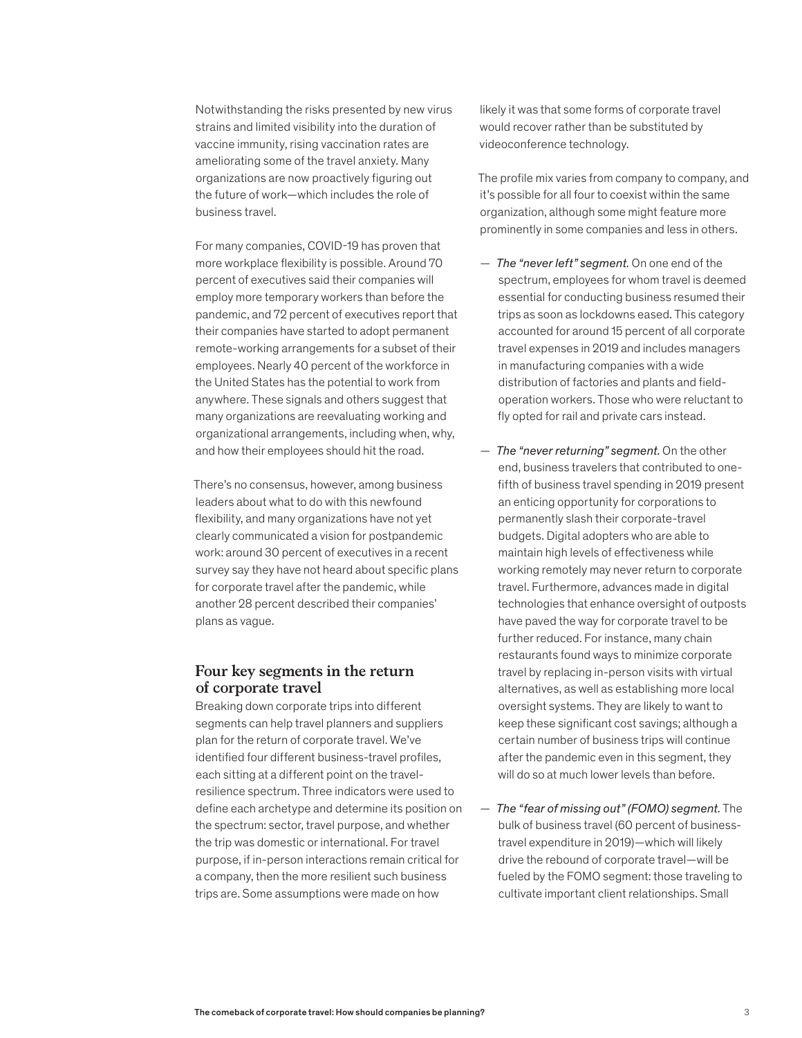Notwithstanding the risks presented by new virus strains and limited visibility into the duration of vaccine immunity, rising vaccination rates are ameliorating some of the travel anxiety. Many organizations are now proactively figuring out the future of work—which includes the role of business travel.

For many companies, COVID-19 has proven that more workplace flexibility is possible. Around 70 percent of executives said their companies will employ more temporary workers than before the pandemic, and 72 percent of executives report that their companies have started to adopt permanent remote-working arrangements for a subset of their employees. Nearly 40 percent of the workforce in the United States has the potential to work from anywhere. These signals and others suggest that many organizations are reevaluating working and organizational arrangements, including when, why, and how their employees should hit the road.

There's no consensus, however, among business leaders about what to do with this newfound flexibility, and many organizations have not yet clearly communicated a vision for postpandemic work: around 30 percent of executives in a recent survey say they have not heard about specific plans for corporate travel after the pandemic, while another 28 percent described their companies' plans as vague.

## Four key segments in the return of corporate travel

Breaking down corporate trips into different segments can help travel planners and suppliers plan for the return of corporate travel. We've identified four different business-travel profiles, each sitting at a different point on the travel-resilience spectrum. Three indicators were used to define each archetype and determine its position on the spectrum: sector, travel purpose, and whether the trip was domestic or international. For travel purpose, if in-person interactions remain critical for a company, then the more resilient such business trips are. Some assumptions were made on how likely it was that some forms of corporate travel would recover rather than be substituted by videoconference technology.

The profile mix varies from company to company, and it's possible for all four to coexist within the same organization, although some might feature more prominently in some companies and less in others.

- *The "never left" segment.* On one end of the spectrum, employees for whom travel is deemed essential for conducting business resumed their trips as soon as lockdowns eased. This category accounted for around 15 percent of all corporate travel expenses in 2019 and includes managers in manufacturing companies with a wide distribution of factories and plants and field-operation workers. Those who were reluctant to fly opted for rail and private cars instead.

- *The "never returning" segment.* On the other end, business travelers that contributed to one-fifth of business travel spending in 2019 present an enticing opportunity for corporations to permanently slash their corporate-travel budgets. Digital adopters who are able to maintain high levels of effectiveness while working remotely may never return to corporate travel. Furthermore, advances made in digital technologies that enhance oversight of outposts have paved the way for corporate travel to be further reduced. For instance, many chain restaurants found ways to minimize corporate travel by replacing in-person visits with virtual alternatives, as well as establishing more local oversight systems. They are likely to want to keep these significant cost savings; although a certain number of business trips will continue after the pandemic even in this segment, they will do so at much lower levels than before.

- *The "fear of missing out" (FOMO) segment.* The bulk of business travel (60 percent of business-travel expenditure in 2019)—which will likely drive the rebound of corporate travel—will be fueled by the FOMO segment: those traveling to cultivate important client relationships. Small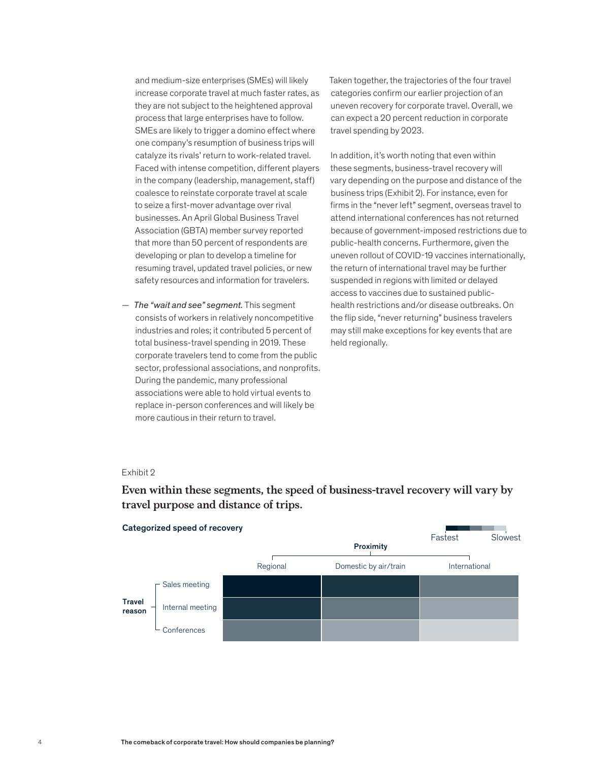and medium-size enterprises (SMEs) will likely increase corporate travel at much faster rates, as they are not subject to the heightened approval process that large enterprises have to follow. SMEs are likely to trigger a domino effect where one company's resumption of business trips will catalyze its rivals' return to work-related travel. Faced with intense competition, different players in the company (leadership, management, staff) coalesce to reinstate corporate travel at scale to seize a first-mover advantage over rival businesses. An April Global Business Travel Association (GBTA) member survey reported that more than 50 percent of respondents are developing or plan to develop a timeline for resuming travel, updated travel policies, or new safety resources and information for travelers.

— *The "wait and see" segment.* This segment consists of workers in relatively noncompetitive industries and roles; it contributed 5 percent of total business-travel spending in 2019. These corporate travelers tend to come from the public sector, professional associations, and nonprofits. During the pandemic, many professional associations were able to hold virtual events to replace in-person conferences and will likely be more cautious in their return to travel.

Taken together, the trajectories of the four travel categories confirm our earlier projection of an uneven recovery for corporate travel. Overall, we can expect a 20 percent reduction in corporate travel spending by 2023.

In addition, it's worth noting that even within these segments, business-travel recovery will vary depending on the purpose and distance of the business trips (Exhibit 2). For instance, even for firms in the "never left" segment, overseas travel to attend international conferences has not returned because of government-imposed restrictions due to public-health concerns. Furthermore, given the uneven rollout of COVID-19 vaccines internationally, the return of international travel may be further suspended in regions with limited or delayed access to vaccines due to sustained public-health restrictions and/or disease outbreaks. On the flip side, "never returning" business travelers may still make exceptions for key events that are held regionally.

Exhibit 2

## Even within these segments, the speed of business-travel recovery will vary by travel purpose and distance of trips.

**Categorized speed of recovery**

Scale: Fastest → Slowest

| Travel reason | Proximity: Regional | Proximity: Domestic by air/train | Proximity: International |
|---|---|---|---|
| Sales meeting | Fastest | 2nd fastest | 3rd |
| Internal meeting | 2nd fastest | 3rd | 4th |
| Conferences | 3rd | 4th | Slowest |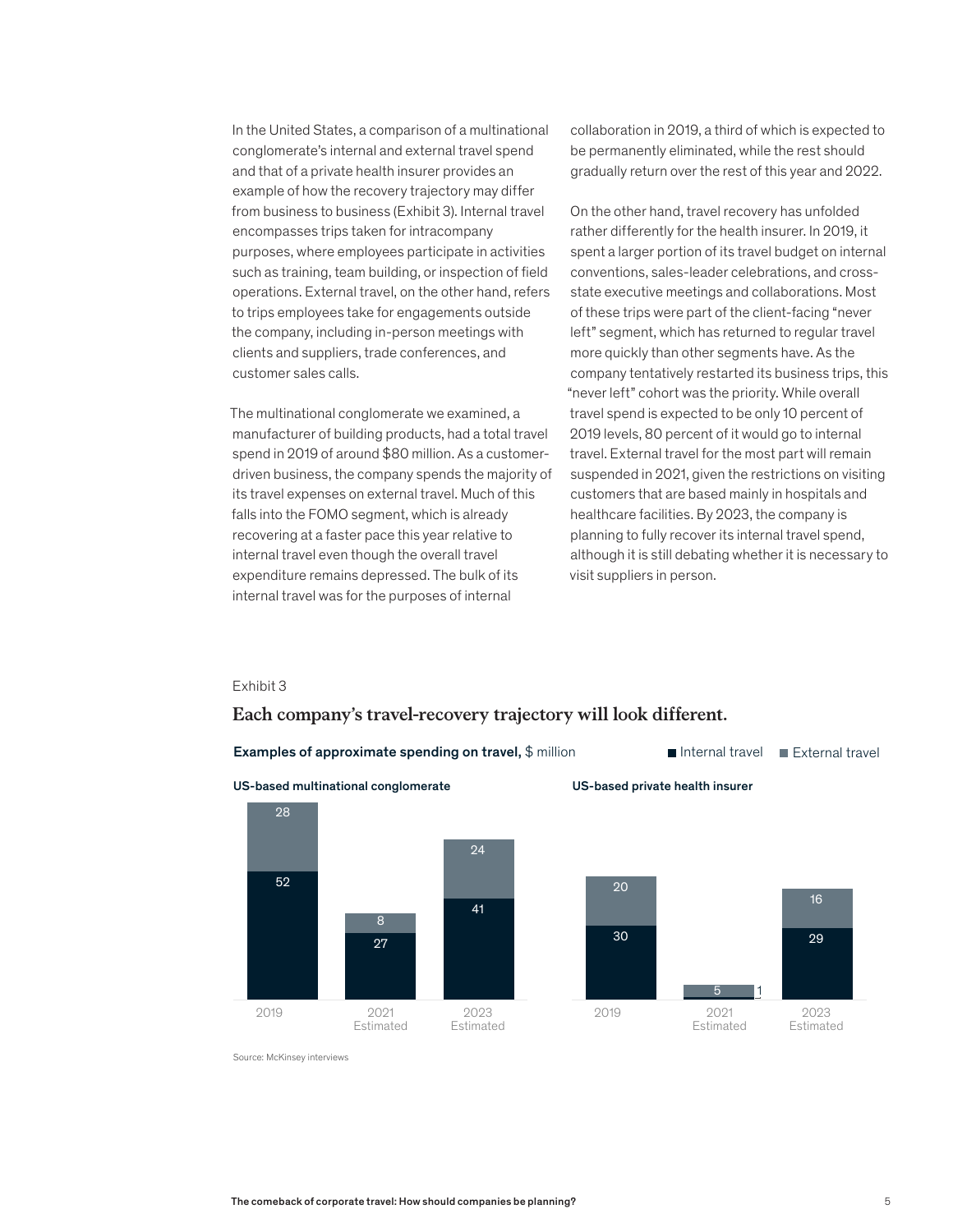In the United States, a comparison of a multinational conglomerate's internal and external travel spend and that of a private health insurer provides an example of how the recovery trajectory may differ from business to business (Exhibit 3). Internal travel encompasses trips taken for intracompany purposes, where employees participate in activities such as training, team building, or inspection of field operations. External travel, on the other hand, refers to trips employees take for engagements outside the company, including in-person meetings with clients and suppliers, trade conferences, and customer sales calls.

The multinational conglomerate we examined, a manufacturer of building products, had a total travel spend in 2019 of around $80 million. As a customer-driven business, the company spends the majority of its travel expenses on external travel. Much of this falls into the FOMO segment, which is already recovering at a faster pace this year relative to internal travel even though the overall travel expenditure remains depressed. The bulk of its internal travel was for the purposes of internal collaboration in 2019, a third of which is expected to be permanently eliminated, while the rest should gradually return over the rest of this year and 2022.

On the other hand, travel recovery has unfolded rather differently for the health insurer. In 2019, it spent a larger portion of its travel budget on internal conventions, sales-leader celebrations, and cross-state executive meetings and collaborations. Most of these trips were part of the client-facing "never left" segment, which has returned to regular travel more quickly than other segments have. As the company tentatively restarted its business trips, this "never left" cohort was the priority. While overall travel spend is expected to be only 10 percent of 2019 levels, 80 percent of it would go to internal travel. External travel for the most part will remain suspended in 2021, given the restrictions on visiting customers that are based mainly in hospitals and healthcare facilities. By 2023, the company is planning to fully recover its internal travel spend, although it is still debating whether it is necessary to visit suppliers in person.

Exhibit 3

## Each company's travel-recovery trajectory will look different.

**Examples of approximate spending on travel,** $ million

■ Internal travel ■ External travel

**US-based multinational conglomerate**

| | 2019 | 2021 Estimated | 2023 Estimated |
|---|---|---|---|
| Internal travel | 52 | 27 | 41 |
| External travel | 28 | 8 | 24 |

**US-based private health insurer**

| | 2019 | 2021 Estimated | 2023 Estimated |
|---|---|---|---|
| Internal travel | 30 | 1 | 29 |
| External travel | 20 | 5 | 16 |

Source: McKinsey interviews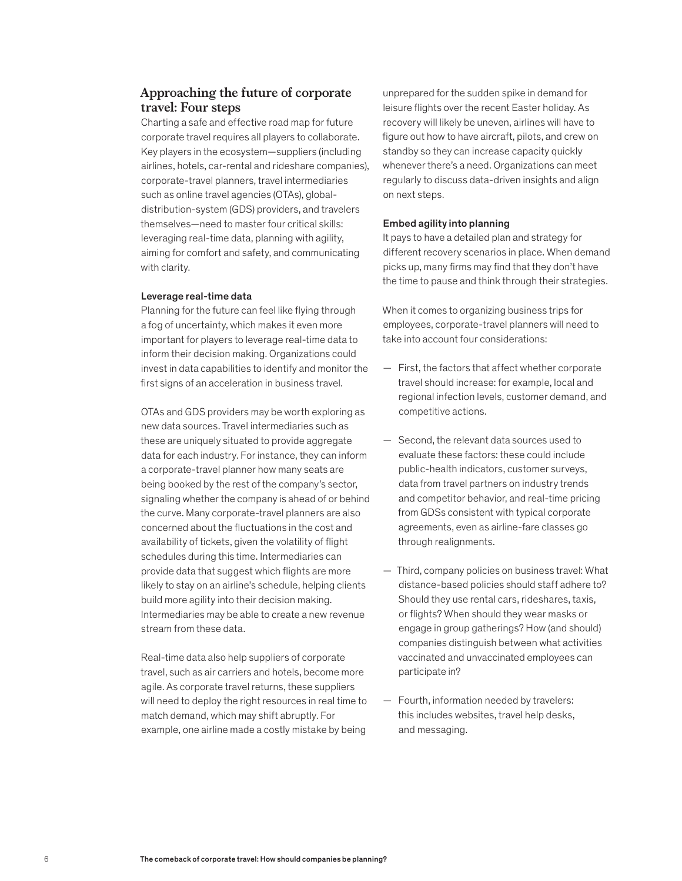## Approaching the future of corporate travel: Four steps

Charting a safe and effective road map for future corporate travel requires all players to collaborate. Key players in the ecosystem—suppliers (including airlines, hotels, car-rental and rideshare companies), corporate-travel planners, travel intermediaries such as online travel agencies (OTAs), global-distribution-system (GDS) providers, and travelers themselves—need to master four critical skills: leveraging real-time data, planning with agility, aiming for comfort and safety, and communicating with clarity.

### Leverage real-time data

Planning for the future can feel like flying through a fog of uncertainty, which makes it even more important for players to leverage real-time data to inform their decision making. Organizations could invest in data capabilities to identify and monitor the first signs of an acceleration in business travel.

OTAs and GDS providers may be worth exploring as new data sources. Travel intermediaries such as these are uniquely situated to provide aggregate data for each industry. For instance, they can inform a corporate-travel planner how many seats are being booked by the rest of the company's sector, signaling whether the company is ahead of or behind the curve. Many corporate-travel planners are also concerned about the fluctuations in the cost and availability of tickets, given the volatility of flight schedules during this time. Intermediaries can provide data that suggest which flights are more likely to stay on an airline's schedule, helping clients build more agility into their decision making. Intermediaries may be able to create a new revenue stream from these data.

Real-time data also help suppliers of corporate travel, such as air carriers and hotels, become more agile. As corporate travel returns, these suppliers will need to deploy the right resources in real time to match demand, which may shift abruptly. For example, one airline made a costly mistake by being unprepared for the sudden spike in demand for leisure flights over the recent Easter holiday. As recovery will likely be uneven, airlines will have to figure out how to have aircraft, pilots, and crew on standby so they can increase capacity quickly whenever there's a need. Organizations can meet regularly to discuss data-driven insights and align on next steps.

### Embed agility into planning

It pays to have a detailed plan and strategy for different recovery scenarios in place. When demand picks up, many firms may find that they don't have the time to pause and think through their strategies.

When it comes to organizing business trips for employees, corporate-travel planners will need to take into account four considerations:

- First, the factors that affect whether corporate travel should increase: for example, local and regional infection levels, customer demand, and competitive actions.
- Second, the relevant data sources used to evaluate these factors: these could include public-health indicators, customer surveys, data from travel partners on industry trends and competitor behavior, and real-time pricing from GDSs consistent with typical corporate agreements, even as airline-fare classes go through realignments.
- Third, company policies on business travel: What distance-based policies should staff adhere to? Should they use rental cars, rideshares, taxis, or flights? When should they wear masks or engage in group gatherings? How (and should) companies distinguish between what activities vaccinated and unvaccinated employees can participate in?
- Fourth, information needed by travelers: this includes websites, travel help desks, and messaging.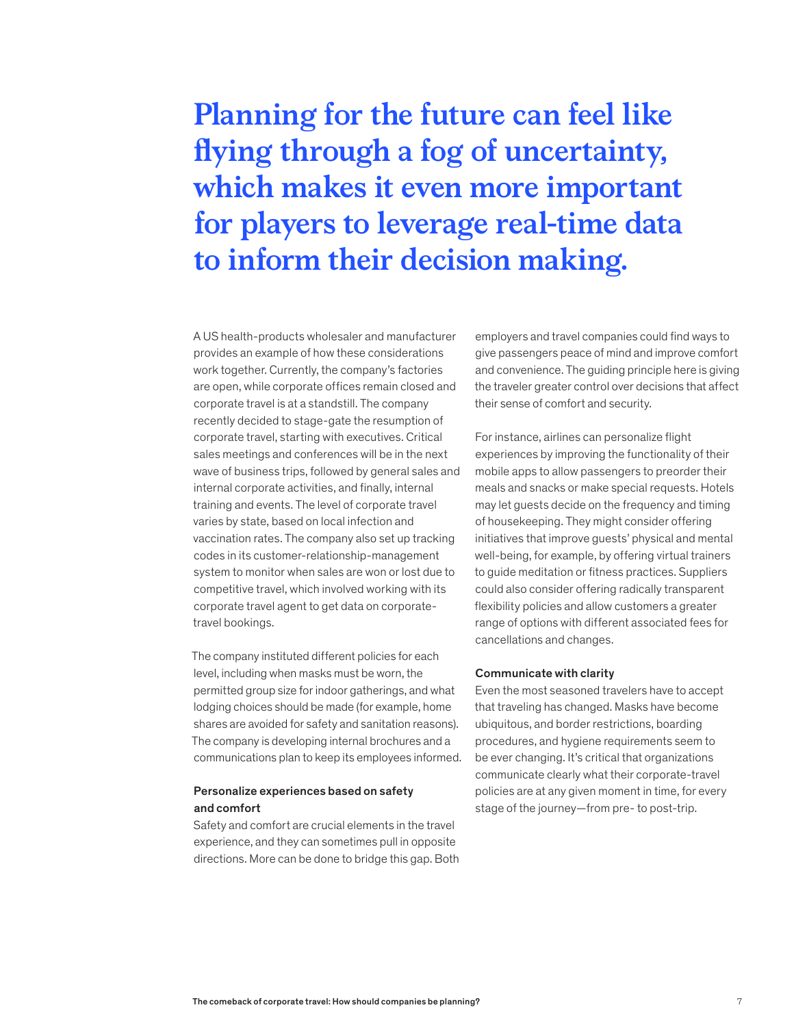**Planning for the future can feel like flying through a fog of uncertainty, which makes it even more important for players to leverage real-time data to inform their decision making.**

A US health-products wholesaler and manufacturer provides an example of how these considerations work together. Currently, the company's factories are open, while corporate offices remain closed and corporate travel is at a standstill. The company recently decided to stage-gate the resumption of corporate travel, starting with executives. Critical sales meetings and conferences will be in the next wave of business trips, followed by general sales and internal corporate activities, and finally, internal training and events. The level of corporate travel varies by state, based on local infection and vaccination rates. The company also set up tracking codes in its customer-relationship-management system to monitor when sales are won or lost due to competitive travel, which involved working with its corporate travel agent to get data on corporate-travel bookings.

The company instituted different policies for each level, including when masks must be worn, the permitted group size for indoor gatherings, and what lodging choices should be made (for example, home shares are avoided for safety and sanitation reasons). The company is developing internal brochures and a communications plan to keep its employees informed.

### Personalize experiences based on safety and comfort

Safety and comfort are crucial elements in the travel experience, and they can sometimes pull in opposite directions. More can be done to bridge this gap. Both employers and travel companies could find ways to give passengers peace of mind and improve comfort and convenience. The guiding principle here is giving the traveler greater control over decisions that affect their sense of comfort and security.

For instance, airlines can personalize flight experiences by improving the functionality of their mobile apps to allow passengers to preorder their meals and snacks or make special requests. Hotels may let guests decide on the frequency and timing of housekeeping. They might consider offering initiatives that improve guests' physical and mental well-being, for example, by offering virtual trainers to guide meditation or fitness practices. Suppliers could also consider offering radically transparent flexibility policies and allow customers a greater range of options with different associated fees for cancellations and changes.

### Communicate with clarity

Even the most seasoned travelers have to accept that traveling has changed. Masks have become ubiquitous, and border restrictions, boarding procedures, and hygiene requirements seem to be ever changing. It's critical that organizations communicate clearly what their corporate-travel policies are at any given moment in time, for every stage of the journey—from pre- to post-trip.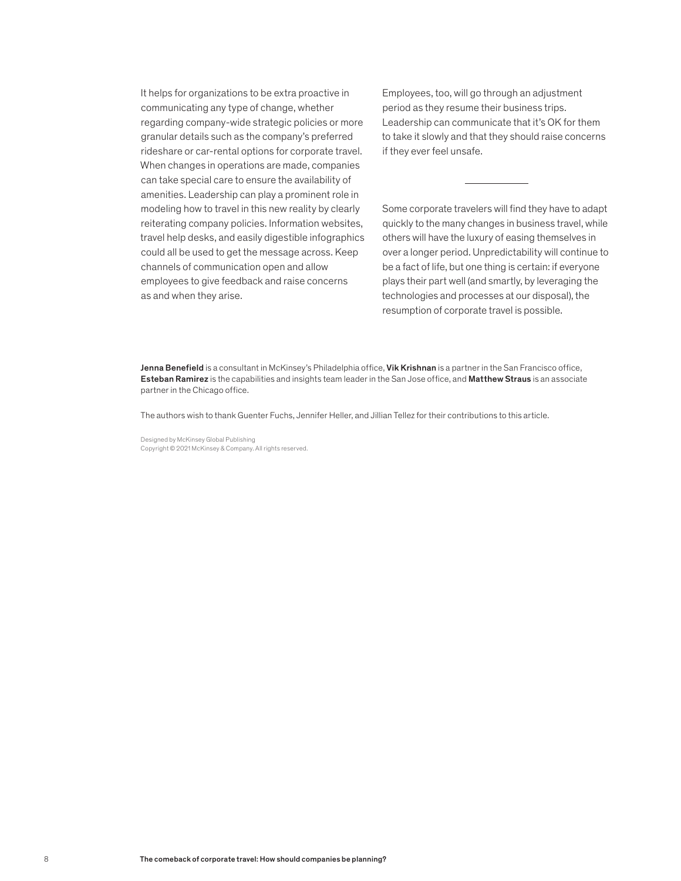It helps for organizations to be extra proactive in communicating any type of change, whether regarding company-wide strategic policies or more granular details such as the company's preferred rideshare or car-rental options for corporate travel. When changes in operations are made, companies can take special care to ensure the availability of amenities. Leadership can play a prominent role in modeling how to travel in this new reality by clearly reiterating company policies. Information websites, travel help desks, and easily digestible infographics could all be used to get the message across. Keep channels of communication open and allow employees to give feedback and raise concerns as and when they arise.

Employees, too, will go through an adjustment period as they resume their business trips. Leadership can communicate that it's OK for them to take it slowly and that they should raise concerns if they ever feel unsafe.

---

Some corporate travelers will find they have to adapt quickly to the many changes in business travel, while others will have the luxury of easing themselves in over a longer period. Unpredictability will continue to be a fact of life, but one thing is certain: if everyone plays their part well (and smartly, by leveraging the technologies and processes at our disposal), the resumption of corporate travel is possible.

**Jenna Benefield** is a consultant in McKinsey's Philadelphia office, **Vik Krishnan** is a partner in the San Francisco office, **Esteban Ramirez** is the capabilities and insights team leader in the San Jose office, and **Matthew Straus** is an associate partner in the Chicago office.

The authors wish to thank Guenter Fuchs, Jennifer Heller, and Jillian Tellez for their contributions to this article.

Designed by McKinsey Global Publishing
Copyright © 2021 McKinsey & Company. All rights reserved.